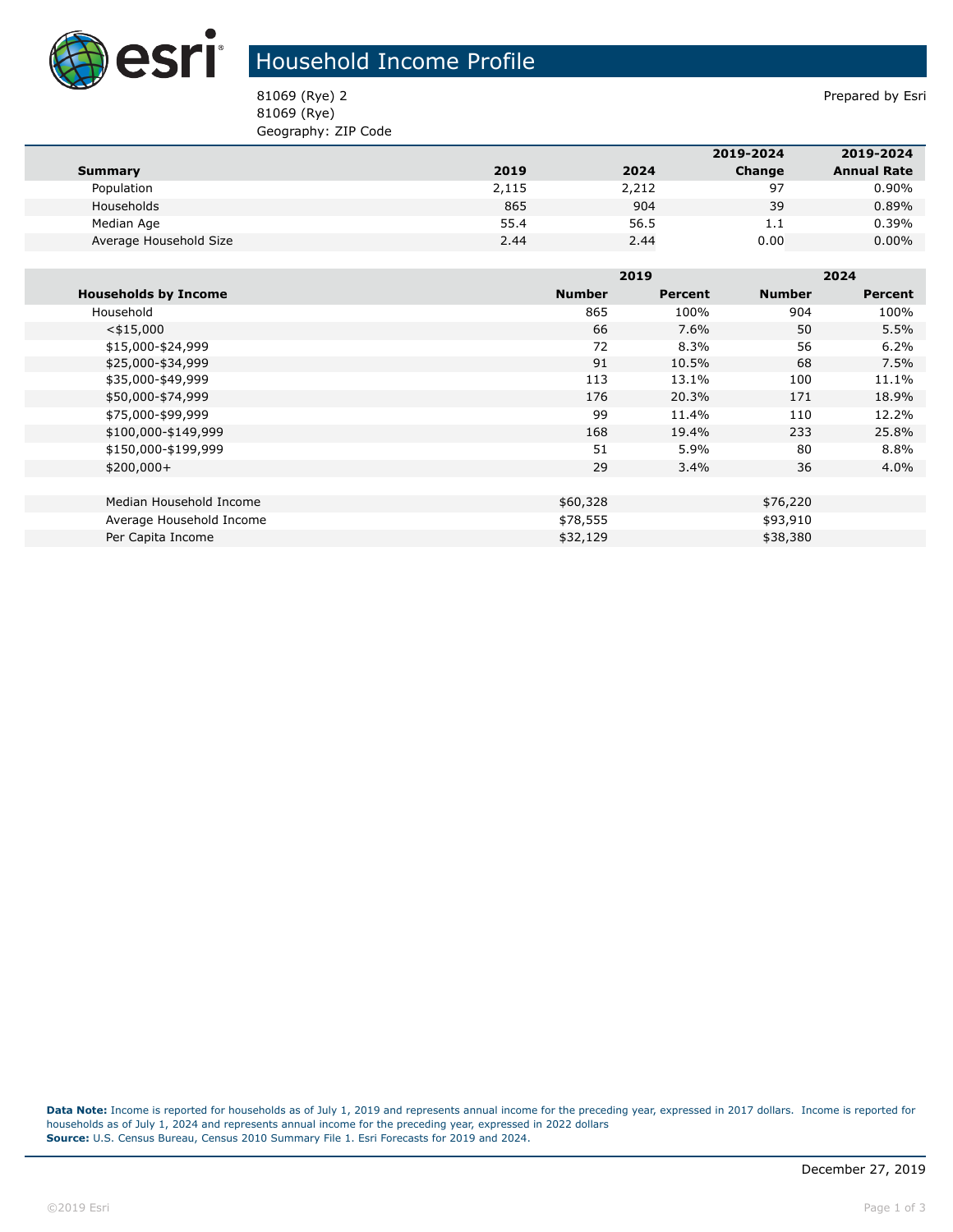# Household Income Profile

81069 (Rye) 2
81069 (Rye)
Geography: ZIP Code

Prepared by Esri

| Summary | 2019 | 2024 | 2019-2024 Change | 2019-2024 Annual Rate |
|---|---|---|---|---|
| Population | 2,115 | 2,212 | 97 | 0.90% |
| Households | 865 | 904 | 39 | 0.89% |
| Median Age | 55.4 | 56.5 | 1.1 | 0.39% |
| Average Household Size | 2.44 | 2.44 | 0.00 | 0.00% |

| | 2019 | | 2024 | |
|---|---|---|---|---|
| **Households by Income** | **Number** | **Percent** | **Number** | **Percent** |
| Household | 865 | 100% | 904 | 100% |
| <$15,000 | 66 | 7.6% | 50 | 5.5% |
| $15,000-$24,999 | 72 | 8.3% | 56 | 6.2% |
| $25,000-$34,999 | 91 | 10.5% | 68 | 7.5% |
| $35,000-$49,999 | 113 | 13.1% | 100 | 11.1% |
| $50,000-$74,999 | 176 | 20.3% | 171 | 18.9% |
| $75,000-$99,999 | 99 | 11.4% | 110 | 12.2% |
| $100,000-$149,999 | 168 | 19.4% | 233 | 25.8% |
| $150,000-$199,999 | 51 | 5.9% | 80 | 8.8% |
| $200,000+ | 29 | 3.4% | 36 | 4.0% |
| | | | | |
| Median Household Income | $60,328 | | $76,220 | |
| Average Household Income | $78,555 | | $93,910 | |
| Per Capita Income | $32,129 | | $38,380 | |

**Data Note:** Income is reported for households as of July 1, 2019 and represents annual income for the preceding year, expressed in 2017 dollars. Income is reported for households as of July 1, 2024 and represents annual income for the preceding year, expressed in 2022 dollars
**Source:** U.S. Census Bureau, Census 2010 Summary File 1. Esri Forecasts for 2019 and 2024.

December 27, 2019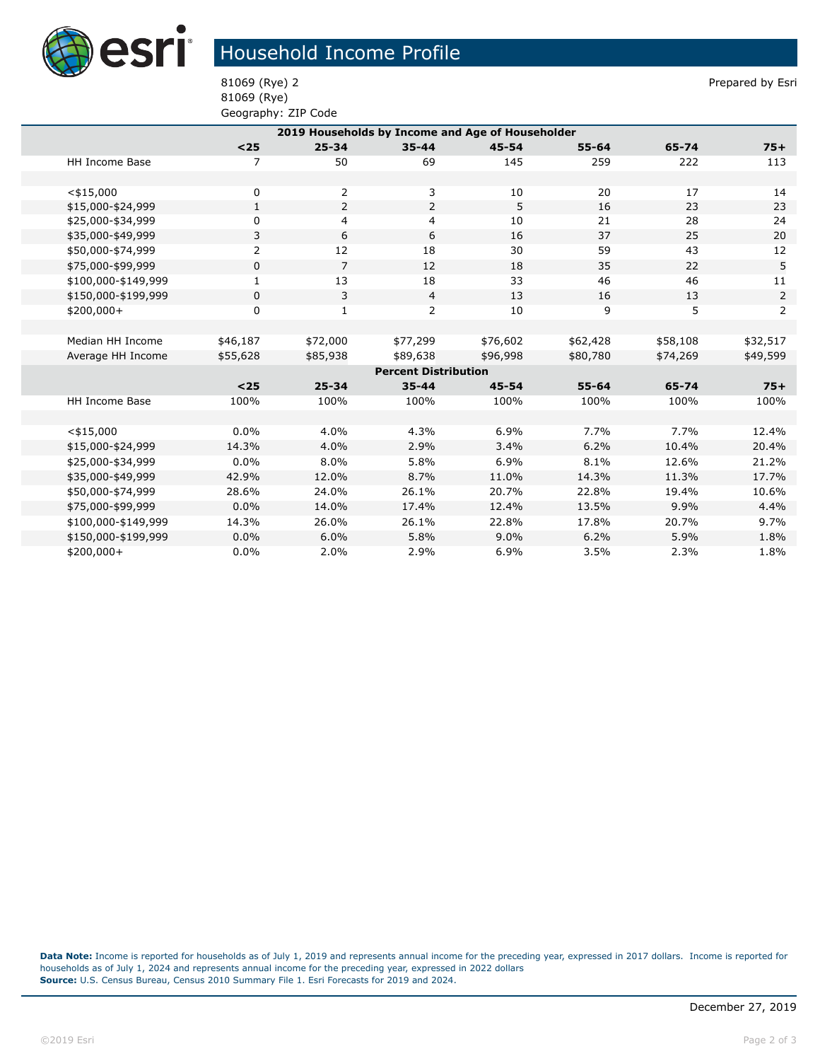# Household Income Profile

81069 (Rye) 2
81069 (Rye)
Geography: ZIP Code

Prepared by Esri

| 2019 Households by Income and Age of Householder | | | | | | | |
|---|---|---|---|---|---|---|---|
| | <25 | 25-34 | 35-44 | 45-54 | 55-64 | 65-74 | 75+ |
| HH Income Base | 7 | 50 | 69 | 145 | 259 | 222 | 113 |
| | | | | | | | |
| <$15,000 | 0 | 2 | 3 | 10 | 20 | 17 | 14 |
| $15,000-$24,999 | 1 | 2 | 2 | 5 | 16 | 23 | 23 |
| $25,000-$34,999 | 0 | 4 | 4 | 10 | 21 | 28 | 24 |
| $35,000-$49,999 | 3 | 6 | 6 | 16 | 37 | 25 | 20 |
| $50,000-$74,999 | 2 | 12 | 18 | 30 | 59 | 43 | 12 |
| $75,000-$99,999 | 0 | 7 | 12 | 18 | 35 | 22 | 5 |
| $100,000-$149,999 | 1 | 13 | 18 | 33 | 46 | 46 | 11 |
| $150,000-$199,999 | 0 | 3 | 4 | 13 | 16 | 13 | 2 |
| $200,000+ | 0 | 1 | 2 | 10 | 9 | 5 | 2 |
| | | | | | | | |
| Median HH Income | $46,187 | $72,000 | $77,299 | $76,602 | $62,428 | $58,108 | $32,517 |
| Average HH Income | $55,628 | $85,938 | $89,638 | $96,998 | $80,780 | $74,269 | $49,599 |
| **Percent Distribution** | | | | | | | |
| | <25 | 25-34 | 35-44 | 45-54 | 55-64 | 65-74 | 75+ |
| HH Income Base | 100% | 100% | 100% | 100% | 100% | 100% | 100% |
| | | | | | | | |
| <$15,000 | 0.0% | 4.0% | 4.3% | 6.9% | 7.7% | 7.7% | 12.4% |
| $15,000-$24,999 | 14.3% | 4.0% | 2.9% | 3.4% | 6.2% | 10.4% | 20.4% |
| $25,000-$34,999 | 0.0% | 8.0% | 5.8% | 6.9% | 8.1% | 12.6% | 21.2% |
| $35,000-$49,999 | 42.9% | 12.0% | 8.7% | 11.0% | 14.3% | 11.3% | 17.7% |
| $50,000-$74,999 | 28.6% | 24.0% | 26.1% | 20.7% | 22.8% | 19.4% | 10.6% |
| $75,000-$99,999 | 0.0% | 14.0% | 17.4% | 12.4% | 13.5% | 9.9% | 4.4% |
| $100,000-$149,999 | 14.3% | 26.0% | 26.1% | 22.8% | 17.8% | 20.7% | 9.7% |
| $150,000-$199,999 | 0.0% | 6.0% | 5.8% | 9.0% | 6.2% | 5.9% | 1.8% |
| $200,000+ | 0.0% | 2.0% | 2.9% | 6.9% | 3.5% | 2.3% | 1.8% |

**Data Note:** Income is reported for households as of July 1, 2019 and represents annual income for the preceding year, expressed in 2017 dollars. Income is reported for households as of July 1, 2024 and represents annual income for the preceding year, expressed in 2022 dollars
**Source:** U.S. Census Bureau, Census 2010 Summary File 1. Esri Forecasts for 2019 and 2024.

December 27, 2019

©2019 Esri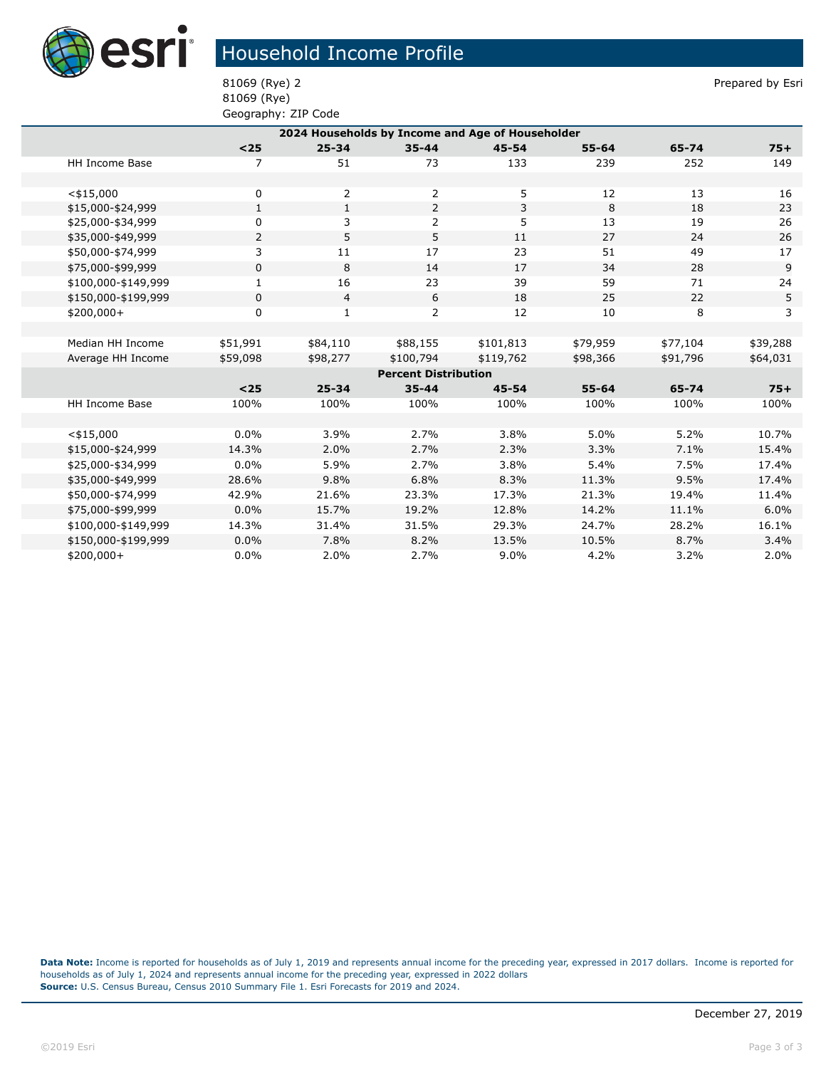# Household Income Profile

81069 (Rye) 2
81069 (Rye)
Geography: ZIP Code

Prepared by Esri

| 2024 Households by Income and Age of Householder | | | | | | | |
|---|---|---|---|---|---|---|---|
| | **<25** | **25-34** | **35-44** | **45-54** | **55-64** | **65-74** | **75+** |
| HH Income Base | 7 | 51 | 73 | 133 | 239 | 252 | 149 |
| | | | | | | | |
| <$15,000 | 0 | 2 | 2 | 5 | 12 | 13 | 16 |
| $15,000-$24,999 | 1 | 1 | 2 | 3 | 8 | 18 | 23 |
| $25,000-$34,999 | 0 | 3 | 2 | 5 | 13 | 19 | 26 |
| $35,000-$49,999 | 2 | 5 | 5 | 11 | 27 | 24 | 26 |
| $50,000-$74,999 | 3 | 11 | 17 | 23 | 51 | 49 | 17 |
| $75,000-$99,999 | 0 | 8 | 14 | 17 | 34 | 28 | 9 |
| $100,000-$149,999 | 1 | 16 | 23 | 39 | 59 | 71 | 24 |
| $150,000-$199,999 | 0 | 4 | 6 | 18 | 25 | 22 | 5 |
| $200,000+ | 0 | 1 | 2 | 12 | 10 | 8 | 3 |
| | | | | | | | |
| Median HH Income | $51,991 | $84,110 | $88,155 | $101,813 | $79,959 | $77,104 | $39,288 |
| Average HH Income | $59,098 | $98,277 | $100,794 | $119,762 | $98,366 | $91,796 | $64,031 |
| **Percent Distribution** | | | | | | | |
| | **<25** | **25-34** | **35-44** | **45-54** | **55-64** | **65-74** | **75+** |
| HH Income Base | 100% | 100% | 100% | 100% | 100% | 100% | 100% |
| | | | | | | | |
| <$15,000 | 0.0% | 3.9% | 2.7% | 3.8% | 5.0% | 5.2% | 10.7% |
| $15,000-$24,999 | 14.3% | 2.0% | 2.7% | 2.3% | 3.3% | 7.1% | 15.4% |
| $25,000-$34,999 | 0.0% | 5.9% | 2.7% | 3.8% | 5.4% | 7.5% | 17.4% |
| $35,000-$49,999 | 28.6% | 9.8% | 6.8% | 8.3% | 11.3% | 9.5% | 17.4% |
| $50,000-$74,999 | 42.9% | 21.6% | 23.3% | 17.3% | 21.3% | 19.4% | 11.4% |
| $75,000-$99,999 | 0.0% | 15.7% | 19.2% | 12.8% | 14.2% | 11.1% | 6.0% |
| $100,000-$149,999 | 14.3% | 31.4% | 31.5% | 29.3% | 24.7% | 28.2% | 16.1% |
| $150,000-$199,999 | 0.0% | 7.8% | 8.2% | 13.5% | 10.5% | 8.7% | 3.4% |
| $200,000+ | 0.0% | 2.0% | 2.7% | 9.0% | 4.2% | 3.2% | 2.0% |

**Data Note:** Income is reported for households as of July 1, 2019 and represents annual income for the preceding year, expressed in 2017 dollars. Income is reported for households as of July 1, 2024 and represents annual income for the preceding year, expressed in 2022 dollars
**Source:** U.S. Census Bureau, Census 2010 Summary File 1. Esri Forecasts for 2019 and 2024.

December 27, 2019

©2019 Esri